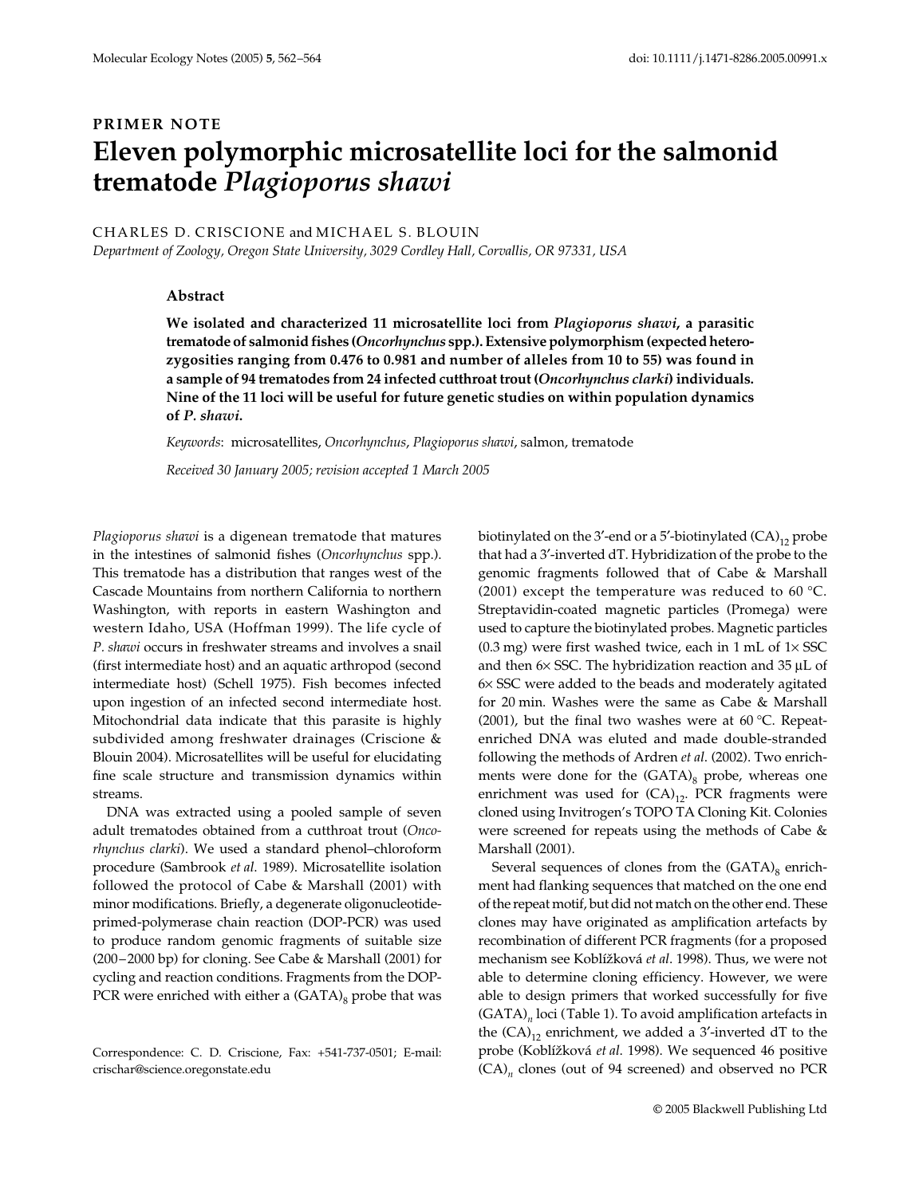**PRIMER NOTE**

# Eleven polymorphic microsatellite loci for the salmonid trematode *Plagioporus shawi*

CHARLES D. CRISCIONE and MICHAEL S. BLOUIN

*Department of Zoology, Oregon State University, 3029 Cordley Hall, Corvallis, OR 97331, USA*

## Abstract

**We isolated and characterized 11 microsatellite loci from *Plagioporus shawi*, a parasitic trematode of salmonid fishes (*Oncorhynchus* spp.). Extensive polymorphism (expected heterozygosities ranging from 0.476 to 0.981 and number of alleles from 10 to 55) was found in a sample of 94 trematodes from 24 infected cutthroat trout (*Oncorhynchus clarki*) individuals. Nine of the 11 loci will be useful for future genetic studies on within population dynamics of *P. shawi*.**

*Keywords*: microsatellites, *Oncorhynchus*, *Plagioporus shawi*, salmon, trematode

*Received 30 January 2005; revision accepted 1 March 2005*

*Plagioporus shawi* is a digenean trematode that matures in the intestines of salmonid fishes (*Oncorhynchus* spp.). This trematode has a distribution that ranges west of the Cascade Mountains from northern California to northern Washington, with reports in eastern Washington and western Idaho, USA (Hoffman 1999). The life cycle of *P. shawi* occurs in freshwater streams and involves a snail (first intermediate host) and an aquatic arthropod (second intermediate host) (Schell 1975). Fish becomes infected upon ingestion of an infected second intermediate host. Mitochondrial data indicate that this parasite is highly subdivided among freshwater drainages (Criscione & Blouin 2004). Microsatellites will be useful for elucidating fine scale structure and transmission dynamics within streams.

DNA was extracted using a pooled sample of seven adult trematodes obtained from a cutthroat trout (*Oncorhynchus clarki*). We used a standard phenol–chloroform procedure (Sambrook *et al*. 1989). Microsatellite isolation followed the protocol of Cabe & Marshall (2001) with minor modifications. Briefly, a degenerate oligonucleotide-primed-polymerase chain reaction (DOP-PCR) was used to produce random genomic fragments of suitable size (200–2000 bp) for cloning. See Cabe & Marshall (2001) for cycling and reaction conditions. Fragments from the DOP-PCR were enriched with either a $(GATA)_8$ probe that was biotinylated on the 3′-end or a 5′-biotinylated $(CA)_{12}$ probe that had a 3′-inverted dT. Hybridization of the probe to the genomic fragments followed that of Cabe & Marshall (2001) except the temperature was reduced to 60 °C. Streptavidin-coated magnetic particles (Promega) were used to capture the biotinylated probes. Magnetic particles (0.3 mg) were first washed twice, each in 1 mL of 1× SSC and then 6× SSC. The hybridization reaction and 35 μL of 6× SSC were added to the beads and moderately agitated for 20 min. Washes were the same as Cabe & Marshall (2001), but the final two washes were at 60 °C. Repeat-enriched DNA was eluted and made double-stranded following the methods of Ardren *et al*. (2002). Two enrichments were done for the $(GATA)_8$ probe, whereas one enrichment was used for $(CA)_{12}$. PCR fragments were cloned using Invitrogen's TOPO TA Cloning Kit. Colonies were screened for repeats using the methods of Cabe & Marshall (2001).

Several sequences of clones from the $(GATA)_8$ enrichment had flanking sequences that matched on the one end of the repeat motif, but did not match on the other end. These clones may have originated as amplification artefacts by recombination of different PCR fragments (for a proposed mechanism see Koblížková *et al*. 1998). Thus, we were not able to determine cloning efficiency. However, we were able to design primers that worked successfully for five $(GATA)_n$ loci (Table 1). To avoid amplification artefacts in the $(CA)_{12}$ enrichment, we added a 3′-inverted dT to the probe (Koblížková *et al*. 1998). We sequenced 46 positive $(CA)_n$ clones (out of 94 screened) and observed no PCR

Correspondence: C. D. Criscione, Fax: +541-737-0501; E-mail: crischar@science.oregonstate.edu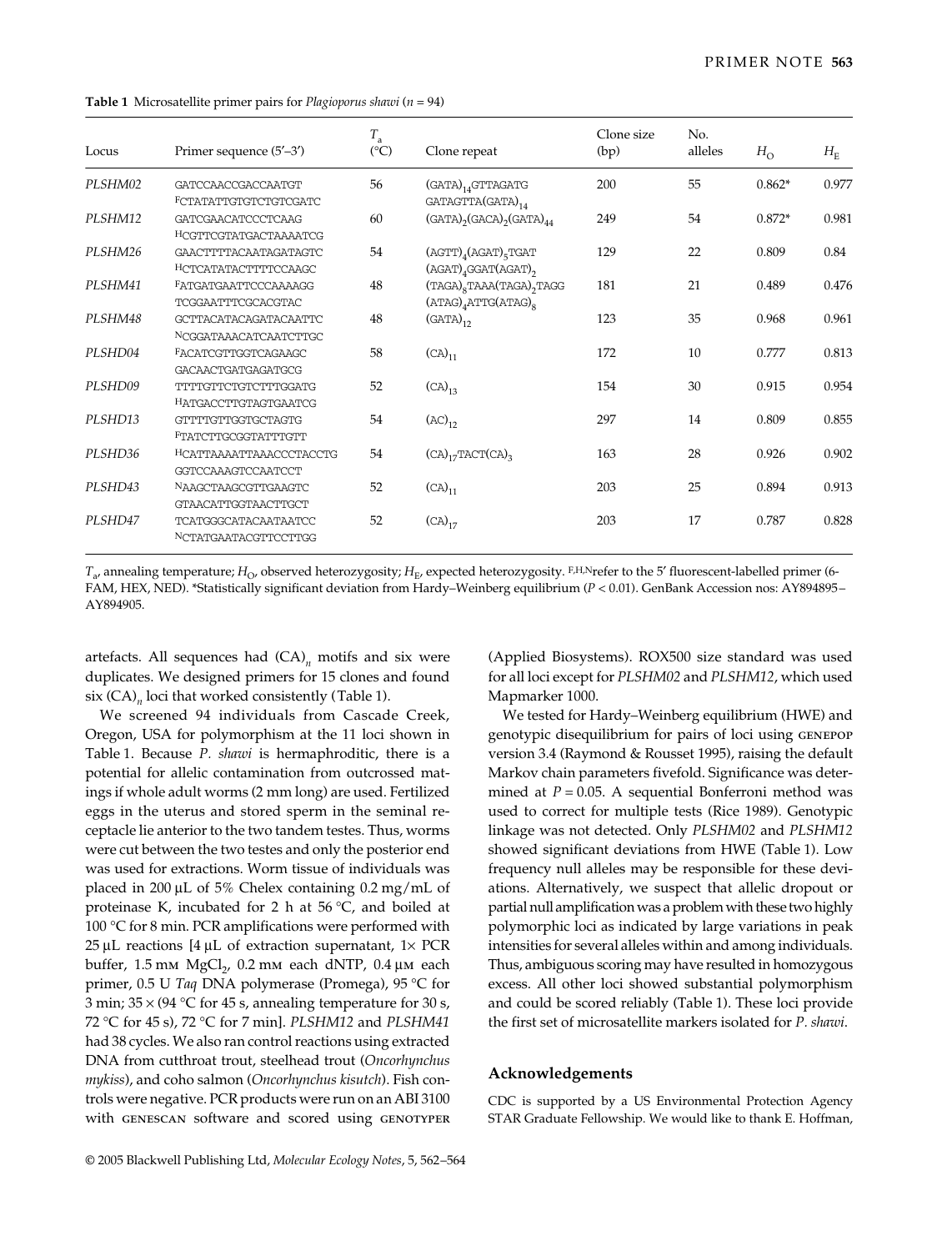**Table 1** Microsatellite primer pairs for *Plagioporus shawi* ($n = 94$)

| Locus | Primer sequence (5′–3′) | $T_a$ (°C) | Clone repeat | Clone size (bp) | No. alleles | $H_O$ | $H_E$ |
|---|---|---|---|---|---|---|---|
| *PLSHM02* | GATCCAACCGACCAATGT<br>[F]CTATATTGTGTCTGTCGATC | 56 | $(GATA)_{14}$GTTAGATG GATAGTTA$(GATA)_{14}$ | 200 | 55 | 0.862* | 0.977 |
| *PLSHM12* | GATCGAACATCCCTCAAG<br>[H]CGTTCGTATGACTAAAATCG | 60 | $(GATA)_2(GACA)_2(GATA)_{44}$ | 249 | 54 | 0.872* | 0.981 |
| *PLSHM26* | GAACTTTTACAATAGATAGTC<br>[H]CTCATATACTTTTCCAAGC | 54 | $(AGTT)_4(AGAT)_5$TGAT $(AGAT)_4$GGAT$(AGAT)_2$ | 129 | 22 | 0.809 | 0.84 |
| *PLSHM41* | [F]ATGATGAATTCCCAAAAGG<br>TCGGAATTTCGCACGTAC | 48 | $(TAGA)_8$TAAA$(TAGA)_2$TAGG $(ATAG)_4$ATTG$(ATAG)_8$ | 181 | 21 | 0.489 | 0.476 |
| *PLSHM48* | GCTTACATACAGATACAATTC<br>[N]CGGATAAACATCAATCTTGC | 48 | $(GATA)_{12}$ | 123 | 35 | 0.968 | 0.961 |
| *PLSHD04* | [F]ACATCGTTGGTCAGAAGC<br>GACAACTGATGAGATGCG | 58 | $(CA)_{11}$ | 172 | 10 | 0.777 | 0.813 |
| *PLSHD09* | TTTTGTTCTGTCTTTGGATG<br>[H]ATGACCTTGTAGTGAATCG | 52 | $(CA)_{13}$ | 154 | 30 | 0.915 | 0.954 |
| *PLSHD13* | GTTTTGTTGGTGCTAGTG<br>[F]TATCTTGCGGTATTTGTT | 54 | $(AC)_{12}$ | 297 | 14 | 0.809 | 0.855 |
| *PLSHD36* | [H]CATTAAAATTAAACCCTACCTG<br>GGTCCAAAGTCCAATCCT | 54 | $(CA)_{17}$TACT$(CA)_3$ | 163 | 28 | 0.926 | 0.902 |
| *PLSHD43* | [N]AAGCTAAGCGTTGAAGTC<br>GTAACATTGGTAACTTGCT | 52 | $(CA)_{11}$ | 203 | 25 | 0.894 | 0.913 |
| *PLSHD47* | TCATGGGCATACAATAATCC<br>[N]CTATGAATACGTTCCTTGG | 52 | $(CA)_{17}$ | 203 | 17 | 0.787 | 0.828 |

$T_a$, annealing temperature; $H_O$, observed heterozygosity; $H_E$, expected heterozygosity. [F,H,N]refer to the 5′ fluorescent-labelled primer (6-FAM, HEX, NED). *Statistically significant deviation from Hardy–Weinberg equilibrium ($P < 0.01$). GenBank Accession nos: AY894895–AY894905.

artefacts. All sequences had $(CA)_n$ motifs and six were duplicates. We designed primers for 15 clones and found six $(CA)_n$ loci that worked consistently (Table 1).

We screened 94 individuals from Cascade Creek, Oregon, USA for polymorphism at the 11 loci shown in Table 1. Because *P. shawi* is hermaphroditic, there is a potential for allelic contamination from outcrossed matings if whole adult worms (2 mm long) are used. Fertilized eggs in the uterus and stored sperm in the seminal receptacle lie anterior to the two tandem testes. Thus, worms were cut between the two testes and only the posterior end was used for extractions. Worm tissue of individuals was placed in 200 µL of 5% Chelex containing 0.2 mg/mL of proteinase K, incubated for 2 h at 56 °C, and boiled at 100 °C for 8 min. PCR amplifications were performed with 25 µL reactions [4 µL of extraction supernatant, 1× PCR buffer, 1.5 mM $MgCl_2$, 0.2 mM each dNTP, 0.4 µM each primer, 0.5 U *Taq* DNA polymerase (Promega), 95 °C for 3 min; 35 × (94 °C for 45 s, annealing temperature for 30 s, 72 °C for 45 s), 72 °C for 7 min]. *PLSHM12* and *PLSHM41* had 38 cycles. We also ran control reactions using extracted DNA from cutthroat trout, steelhead trout (*Oncorhynchus mykiss*), and coho salmon (*Oncorhynchus kisutch*). Fish controls were negative. PCR products were run on an ABI 3100 with GENESCAN software and scored using GENOTYPER (Applied Biosystems). ROX500 size standard was used for all loci except for *PLSHM02* and *PLSHM12*, which used Mapmarker 1000.

We tested for Hardy–Weinberg equilibrium (HWE) and genotypic disequilibrium for pairs of loci using GENEPOP version 3.4 (Raymond & Rousset 1995), raising the default Markov chain parameters fivefold. Significance was determined at $P = 0.05$. A sequential Bonferroni method was used to correct for multiple tests (Rice 1989). Genotypic linkage was not detected. Only *PLSHM02* and *PLSHM12* showed significant deviations from HWE (Table 1). Low frequency null alleles may be responsible for these deviations. Alternatively, we suspect that allelic dropout or partial null amplification was a problem with these two highly polymorphic loci as indicated by large variations in peak intensities for several alleles within and among individuals. Thus, ambiguous scoring may have resulted in homozygous excess. All other loci showed substantial polymorphism and could be scored reliably (Table 1). These loci provide the first set of microsatellite markers isolated for *P. shawi*.

## Acknowledgements

CDC is supported by a US Environmental Protection Agency STAR Graduate Fellowship. We would like to thank E. Hoffman,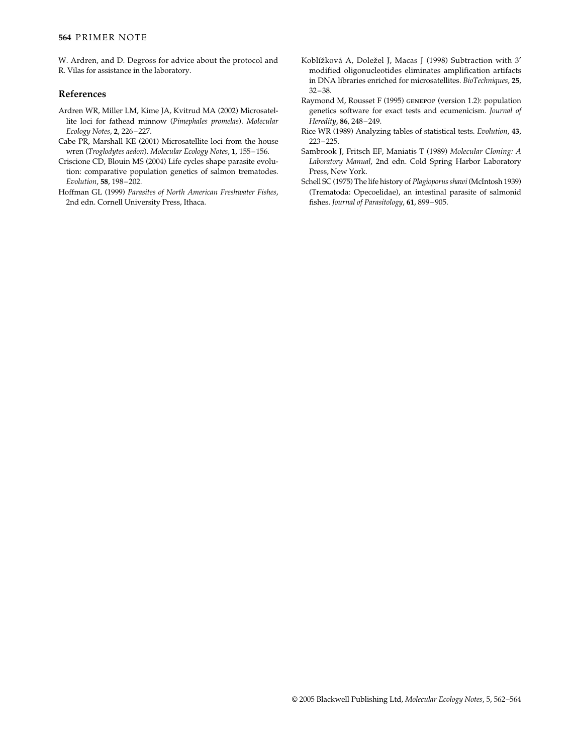W. Ardren, and D. Degross for advice about the protocol and R. Vilas for assistance in the laboratory.

## References

Ardren WR, Miller LM, Kime JA, Kvitrud MA (2002) Microsatellite loci for fathead minnow (*Pimephales promelas*). *Molecular Ecology Notes*, **2**, 226–227.

Cabe PR, Marshall KE (2001) Microsatellite loci from the house wren (*Troglodytes aedon*). *Molecular Ecology Notes*, **1**, 155–156.

Criscione CD, Blouin MS (2004) Life cycles shape parasite evolution: comparative population genetics of salmon trematodes. *Evolution*, **58**, 198–202.

Hoffman GL (1999) *Parasites of North American Freshwater Fishes*, 2nd edn. Cornell University Press, Ithaca.

Koblížková A, Doležel J, Macas J (1998) Subtraction with 3′ modified oligonucleotides eliminates amplification artifacts in DNA libraries enriched for microsatellites. *BioTechniques*, **25**, 32–38.

Raymond M, Rousset F (1995) GENEPOP (version 1.2): population genetics software for exact tests and ecumenicism. *Journal of Heredity*, **86**, 248–249.

Rice WR (1989) Analyzing tables of statistical tests. *Evolution*, **43**, 223–225.

Sambrook J, Fritsch EF, Maniatis T (1989) *Molecular Cloning: A Laboratory Manual*, 2nd edn. Cold Spring Harbor Laboratory Press, New York.

Schell SC (1975) The life history of *Plagioporus shawi* (McIntosh 1939) (Trematoda: Opecoelidae), an intestinal parasite of salmonid fishes. *Journal of Parasitology*, **61**, 899–905.